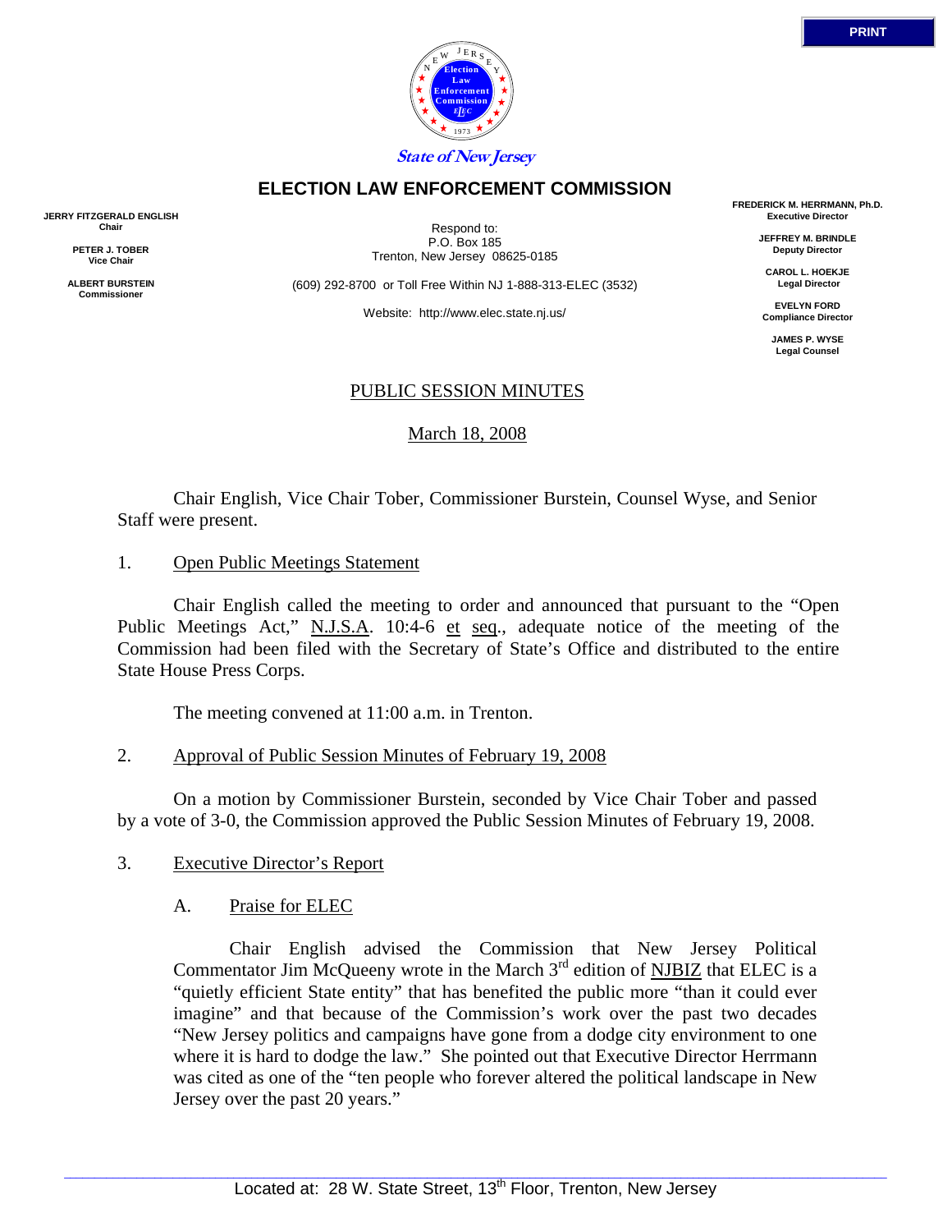PRINT

State of New Jersey

# ELECTION LAW ENFORCEMENT COMMISSION

**JERRY FITZGERALD ENGLISH**
**Chair**

**PETER J. TOBER**
**Vice Chair**

**ALBERT BURSTEIN**
**Commissioner**

Respond to:
P.O. Box 185
Trenton, New Jersey 08625-0185

(609) 292-8700 or Toll Free Within NJ 1-888-313-ELEC (3532)

Website: http://www.elec.state.nj.us/

**FREDERICK M. HERRMANN, Ph.D.**
**Executive Director**

**JEFFREY M. BRINDLE**
**Deputy Director**

**CAROL L. HOEKJE**
**Legal Director**

**EVELYN FORD**
**Compliance Director**

**JAMES P. WYSE**
**Legal Counsel**

## PUBLIC SESSION MINUTES

March 18, 2008

Chair English, Vice Chair Tober, Commissioner Burstein, Counsel Wyse, and Senior Staff were present.

1. Open Public Meetings Statement

Chair English called the meeting to order and announced that pursuant to the "Open Public Meetings Act," N.J.S.A. 10:4-6 et seq., adequate notice of the meeting of the Commission had been filed with the Secretary of State's Office and distributed to the entire State House Press Corps.

The meeting convened at 11:00 a.m. in Trenton.

2. Approval of Public Session Minutes of February 19, 2008

On a motion by Commissioner Burstein, seconded by Vice Chair Tober and passed by a vote of 3-0, the Commission approved the Public Session Minutes of February 19, 2008.

3. Executive Director's Report

A. Praise for ELEC

Chair English advised the Commission that New Jersey Political Commentator Jim McQueeny wrote in the March 3rd edition of NJBIZ that ELEC is a "quietly efficient State entity" that has benefited the public more "than it could ever imagine" and that because of the Commission's work over the past two decades "New Jersey politics and campaigns have gone from a dodge city environment to one where it is hard to dodge the law." She pointed out that Executive Director Herrmann was cited as one of the "ten people who forever altered the political landscape in New Jersey over the past 20 years."

Located at: 28 W. State Street, 13th Floor, Trenton, New Jersey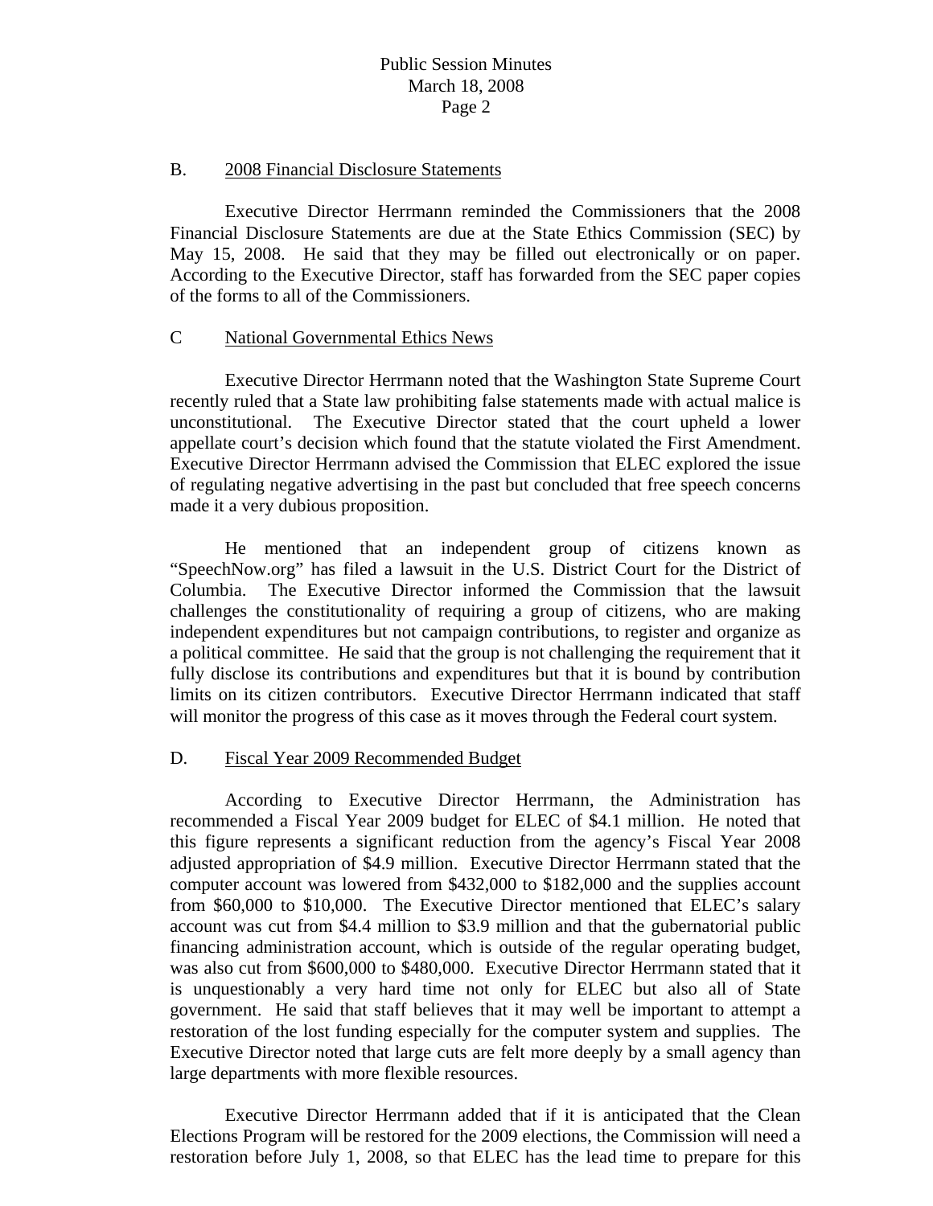B. 2008 Financial Disclosure Statements

Executive Director Herrmann reminded the Commissioners that the 2008 Financial Disclosure Statements are due at the State Ethics Commission (SEC) by May 15, 2008. He said that they may be filled out electronically or on paper. According to the Executive Director, staff has forwarded from the SEC paper copies of the forms to all of the Commissioners.

C National Governmental Ethics News

Executive Director Herrmann noted that the Washington State Supreme Court recently ruled that a State law prohibiting false statements made with actual malice is unconstitutional. The Executive Director stated that the court upheld a lower appellate court's decision which found that the statute violated the First Amendment. Executive Director Herrmann advised the Commission that ELEC explored the issue of regulating negative advertising in the past but concluded that free speech concerns made it a very dubious proposition.

He mentioned that an independent group of citizens known as "SpeechNow.org" has filed a lawsuit in the U.S. District Court for the District of Columbia. The Executive Director informed the Commission that the lawsuit challenges the constitutionality of requiring a group of citizens, who are making independent expenditures but not campaign contributions, to register and organize as a political committee. He said that the group is not challenging the requirement that it fully disclose its contributions and expenditures but that it is bound by contribution limits on its citizen contributors. Executive Director Herrmann indicated that staff will monitor the progress of this case as it moves through the Federal court system.

D. Fiscal Year 2009 Recommended Budget

According to Executive Director Herrmann, the Administration has recommended a Fiscal Year 2009 budget for ELEC of $4.1 million. He noted that this figure represents a significant reduction from the agency's Fiscal Year 2008 adjusted appropriation of $4.9 million. Executive Director Herrmann stated that the computer account was lowered from $432,000 to $182,000 and the supplies account from $60,000 to $10,000. The Executive Director mentioned that ELEC's salary account was cut from $4.4 million to $3.9 million and that the gubernatorial public financing administration account, which is outside of the regular operating budget, was also cut from $600,000 to $480,000. Executive Director Herrmann stated that it is unquestionably a very hard time not only for ELEC but also all of State government. He said that staff believes that it may well be important to attempt a restoration of the lost funding especially for the computer system and supplies. The Executive Director noted that large cuts are felt more deeply by a small agency than large departments with more flexible resources.

Executive Director Herrmann added that if it is anticipated that the Clean Elections Program will be restored for the 2009 elections, the Commission will need a restoration before July 1, 2008, so that ELEC has the lead time to prepare for this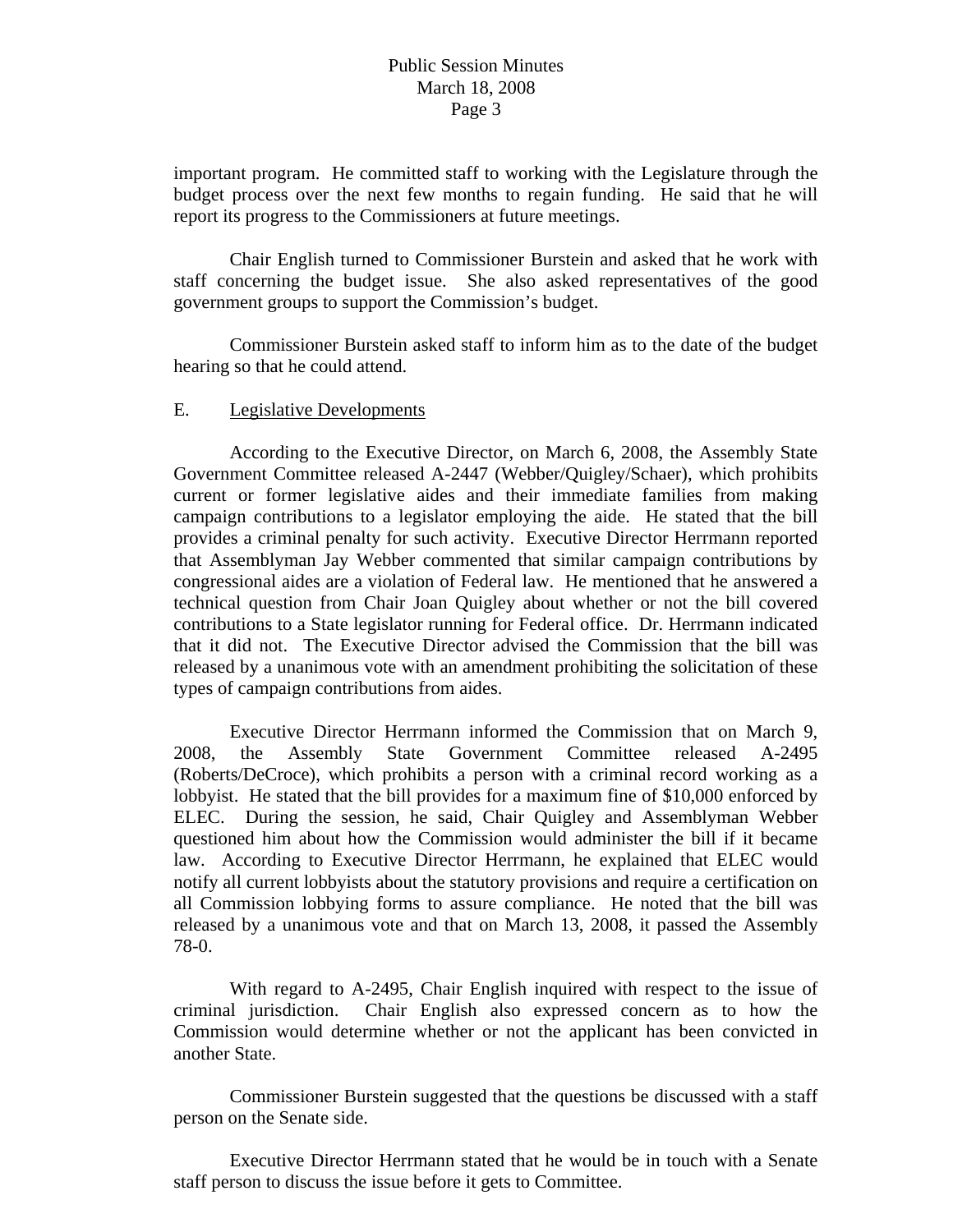important program. He committed staff to working with the Legislature through the budget process over the next few months to regain funding. He said that he will report its progress to the Commissioners at future meetings.

Chair English turned to Commissioner Burstein and asked that he work with staff concerning the budget issue. She also asked representatives of the good government groups to support the Commission's budget.

Commissioner Burstein asked staff to inform him as to the date of the budget hearing so that he could attend.

E. <u>Legislative Developments</u>

According to the Executive Director, on March 6, 2008, the Assembly State Government Committee released A-2447 (Webber/Quigley/Schaer), which prohibits current or former legislative aides and their immediate families from making campaign contributions to a legislator employing the aide. He stated that the bill provides a criminal penalty for such activity. Executive Director Herrmann reported that Assemblyman Jay Webber commented that similar campaign contributions by congressional aides are a violation of Federal law. He mentioned that he answered a technical question from Chair Joan Quigley about whether or not the bill covered contributions to a State legislator running for Federal office. Dr. Herrmann indicated that it did not. The Executive Director advised the Commission that the bill was released by a unanimous vote with an amendment prohibiting the solicitation of these types of campaign contributions from aides.

Executive Director Herrmann informed the Commission that on March 9, 2008, the Assembly State Government Committee released A-2495 (Roberts/DeCroce), which prohibits a person with a criminal record working as a lobbyist. He stated that the bill provides for a maximum fine of $10,000 enforced by ELEC. During the session, he said, Chair Quigley and Assemblyman Webber questioned him about how the Commission would administer the bill if it became law. According to Executive Director Herrmann, he explained that ELEC would notify all current lobbyists about the statutory provisions and require a certification on all Commission lobbying forms to assure compliance. He noted that the bill was released by a unanimous vote and that on March 13, 2008, it passed the Assembly 78-0.

With regard to A-2495, Chair English inquired with respect to the issue of criminal jurisdiction. Chair English also expressed concern as to how the Commission would determine whether or not the applicant has been convicted in another State.

Commissioner Burstein suggested that the questions be discussed with a staff person on the Senate side.

Executive Director Herrmann stated that he would be in touch with a Senate staff person to discuss the issue before it gets to Committee.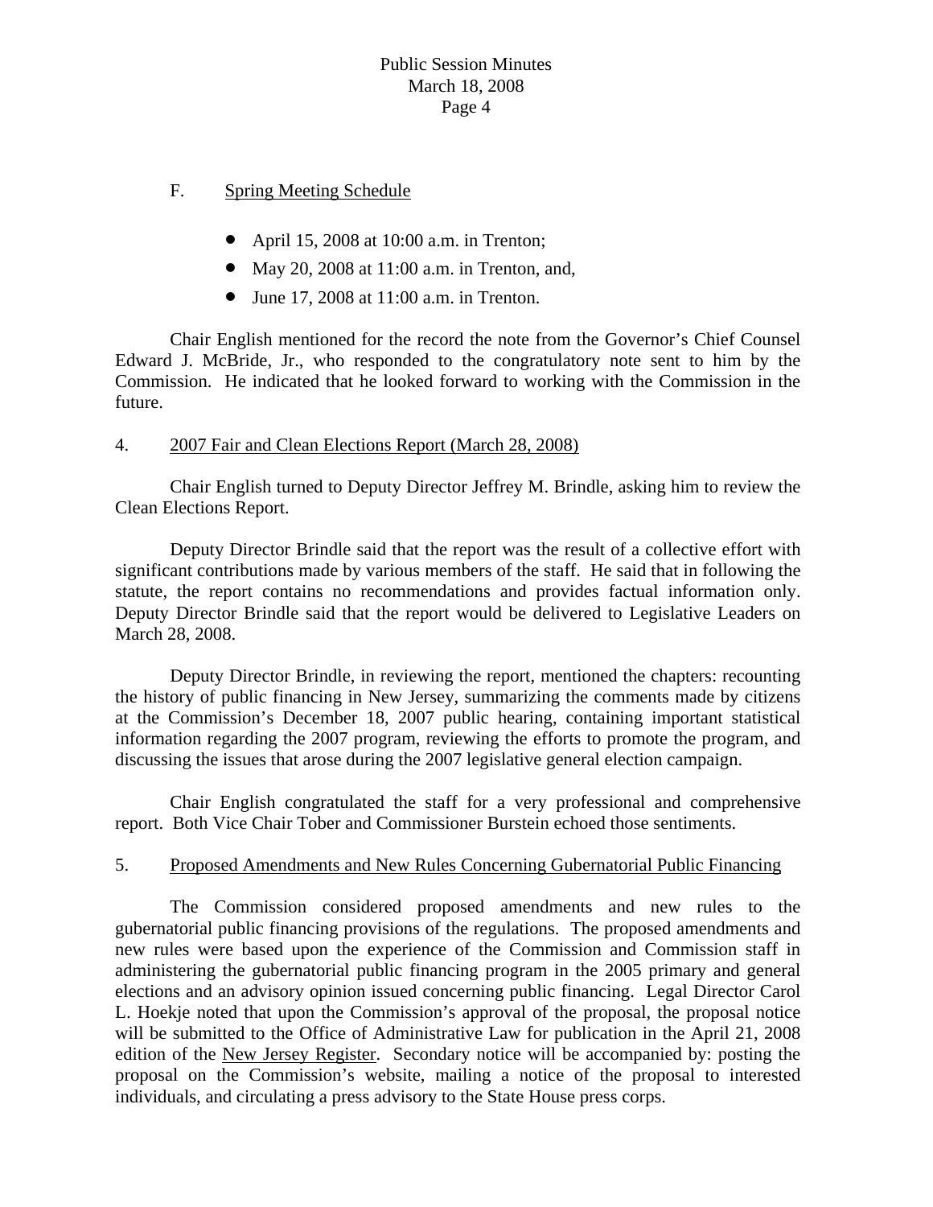F. Spring Meeting Schedule

- April 15, 2008 at 10:00 a.m. in Trenton;
- May 20, 2008 at 11:00 a.m. in Trenton, and,
- June 17, 2008 at 11:00 a.m. in Trenton.

Chair English mentioned for the record the note from the Governor's Chief Counsel Edward J. McBride, Jr., who responded to the congratulatory note sent to him by the Commission. He indicated that he looked forward to working with the Commission in the future.

4. 2007 Fair and Clean Elections Report (March 28, 2008)

Chair English turned to Deputy Director Jeffrey M. Brindle, asking him to review the Clean Elections Report.

Deputy Director Brindle said that the report was the result of a collective effort with significant contributions made by various members of the staff. He said that in following the statute, the report contains no recommendations and provides factual information only. Deputy Director Brindle said that the report would be delivered to Legislative Leaders on March 28, 2008.

Deputy Director Brindle, in reviewing the report, mentioned the chapters: recounting the history of public financing in New Jersey, summarizing the comments made by citizens at the Commission's December 18, 2007 public hearing, containing important statistical information regarding the 2007 program, reviewing the efforts to promote the program, and discussing the issues that arose during the 2007 legislative general election campaign.

Chair English congratulated the staff for a very professional and comprehensive report. Both Vice Chair Tober and Commissioner Burstein echoed those sentiments.

5. Proposed Amendments and New Rules Concerning Gubernatorial Public Financing

The Commission considered proposed amendments and new rules to the gubernatorial public financing provisions of the regulations. The proposed amendments and new rules were based upon the experience of the Commission and Commission staff in administering the gubernatorial public financing program in the 2005 primary and general elections and an advisory opinion issued concerning public financing. Legal Director Carol L. Hoekje noted that upon the Commission's approval of the proposal, the proposal notice will be submitted to the Office of Administrative Law for publication in the April 21, 2008 edition of the New Jersey Register. Secondary notice will be accompanied by: posting the proposal on the Commission's website, mailing a notice of the proposal to interested individuals, and circulating a press advisory to the State House press corps.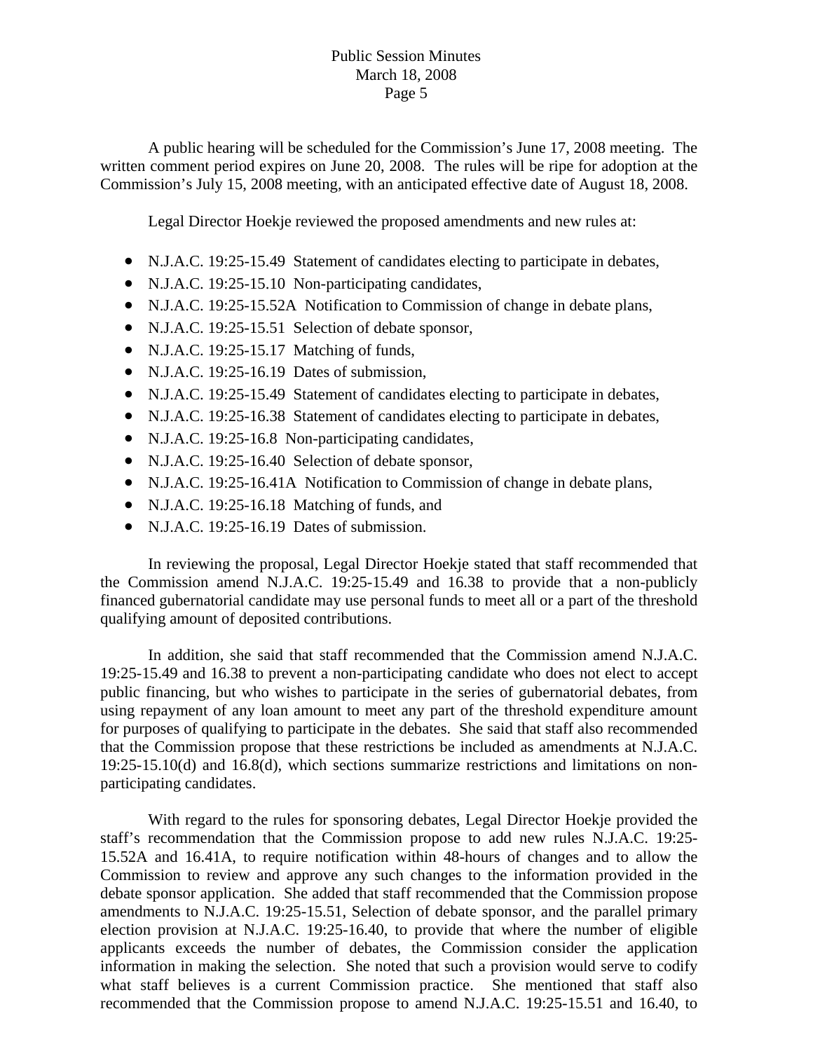A public hearing will be scheduled for the Commission's June 17, 2008 meeting. The written comment period expires on June 20, 2008. The rules will be ripe for adoption at the Commission's July 15, 2008 meeting, with an anticipated effective date of August 18, 2008.

Legal Director Hoekje reviewed the proposed amendments and new rules at:

- N.J.A.C. 19:25-15.49 Statement of candidates electing to participate in debates,
- N.J.A.C. 19:25-15.10 Non-participating candidates,
- N.J.A.C. 19:25-15.52A Notification to Commission of change in debate plans,
- N.J.A.C. 19:25-15.51 Selection of debate sponsor,
- N.J.A.C. 19:25-15.17 Matching of funds,
- N.J.A.C. 19:25-16.19 Dates of submission,
- N.J.A.C. 19:25-15.49 Statement of candidates electing to participate in debates,
- N.J.A.C. 19:25-16.38 Statement of candidates electing to participate in debates,
- N.J.A.C. 19:25-16.8 Non-participating candidates,
- N.J.A.C. 19:25-16.40 Selection of debate sponsor,
- N.J.A.C. 19:25-16.41A Notification to Commission of change in debate plans,
- N.J.A.C. 19:25-16.18 Matching of funds, and
- N.J.A.C. 19:25-16.19 Dates of submission.

In reviewing the proposal, Legal Director Hoekje stated that staff recommended that the Commission amend N.J.A.C. 19:25-15.49 and 16.38 to provide that a non-publicly financed gubernatorial candidate may use personal funds to meet all or a part of the threshold qualifying amount of deposited contributions.

In addition, she said that staff recommended that the Commission amend N.J.A.C. 19:25-15.49 and 16.38 to prevent a non-participating candidate who does not elect to accept public financing, but who wishes to participate in the series of gubernatorial debates, from using repayment of any loan amount to meet any part of the threshold expenditure amount for purposes of qualifying to participate in the debates. She said that staff also recommended that the Commission propose that these restrictions be included as amendments at N.J.A.C. 19:25-15.10(d) and 16.8(d), which sections summarize restrictions and limitations on non-participating candidates.

With regard to the rules for sponsoring debates, Legal Director Hoekje provided the staff's recommendation that the Commission propose to add new rules N.J.A.C. 19:25-15.52A and 16.41A, to require notification within 48-hours of changes and to allow the Commission to review and approve any such changes to the information provided in the debate sponsor application. She added that staff recommended that the Commission propose amendments to N.J.A.C. 19:25-15.51, Selection of debate sponsor, and the parallel primary election provision at N.J.A.C. 19:25-16.40, to provide that where the number of eligible applicants exceeds the number of debates, the Commission consider the application information in making the selection. She noted that such a provision would serve to codify what staff believes is a current Commission practice. She mentioned that staff also recommended that the Commission propose to amend N.J.A.C. 19:25-15.51 and 16.40, to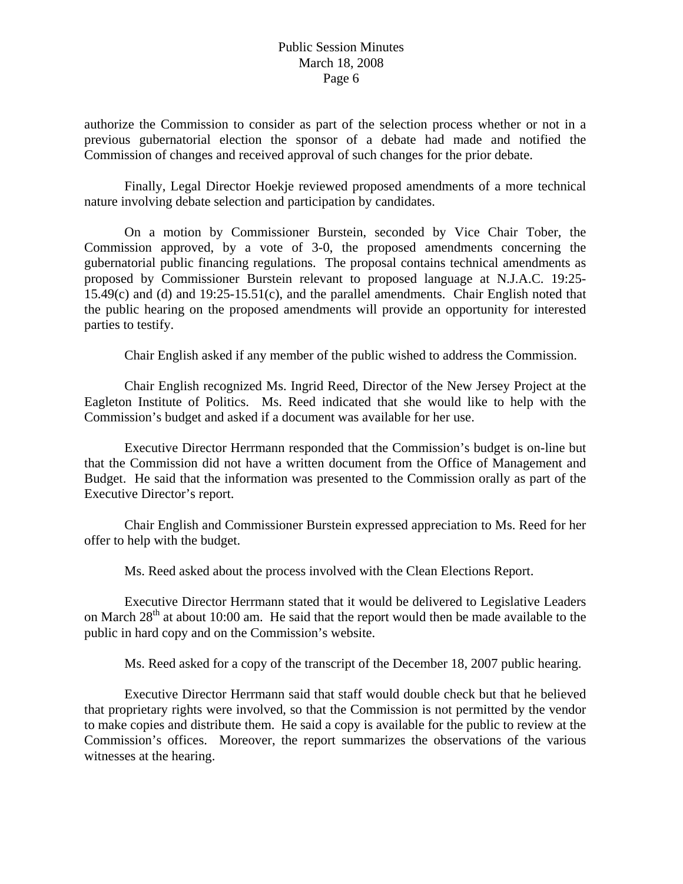authorize the Commission to consider as part of the selection process whether or not in a previous gubernatorial election the sponsor of a debate had made and notified the Commission of changes and received approval of such changes for the prior debate.

Finally, Legal Director Hoekje reviewed proposed amendments of a more technical nature involving debate selection and participation by candidates.

On a motion by Commissioner Burstein, seconded by Vice Chair Tober, the Commission approved, by a vote of 3-0, the proposed amendments concerning the gubernatorial public financing regulations. The proposal contains technical amendments as proposed by Commissioner Burstein relevant to proposed language at N.J.A.C. 19:25-15.49(c) and (d) and 19:25-15.51(c), and the parallel amendments. Chair English noted that the public hearing on the proposed amendments will provide an opportunity for interested parties to testify.

Chair English asked if any member of the public wished to address the Commission.

Chair English recognized Ms. Ingrid Reed, Director of the New Jersey Project at the Eagleton Institute of Politics. Ms. Reed indicated that she would like to help with the Commission's budget and asked if a document was available for her use.

Executive Director Herrmann responded that the Commission's budget is on-line but that the Commission did not have a written document from the Office of Management and Budget. He said that the information was presented to the Commission orally as part of the Executive Director's report.

Chair English and Commissioner Burstein expressed appreciation to Ms. Reed for her offer to help with the budget.

Ms. Reed asked about the process involved with the Clean Elections Report.

Executive Director Herrmann stated that it would be delivered to Legislative Leaders on March 28th at about 10:00 am. He said that the report would then be made available to the public in hard copy and on the Commission's website.

Ms. Reed asked for a copy of the transcript of the December 18, 2007 public hearing.

Executive Director Herrmann said that staff would double check but that he believed that proprietary rights were involved, so that the Commission is not permitted by the vendor to make copies and distribute them. He said a copy is available for the public to review at the Commission's offices. Moreover, the report summarizes the observations of the various witnesses at the hearing.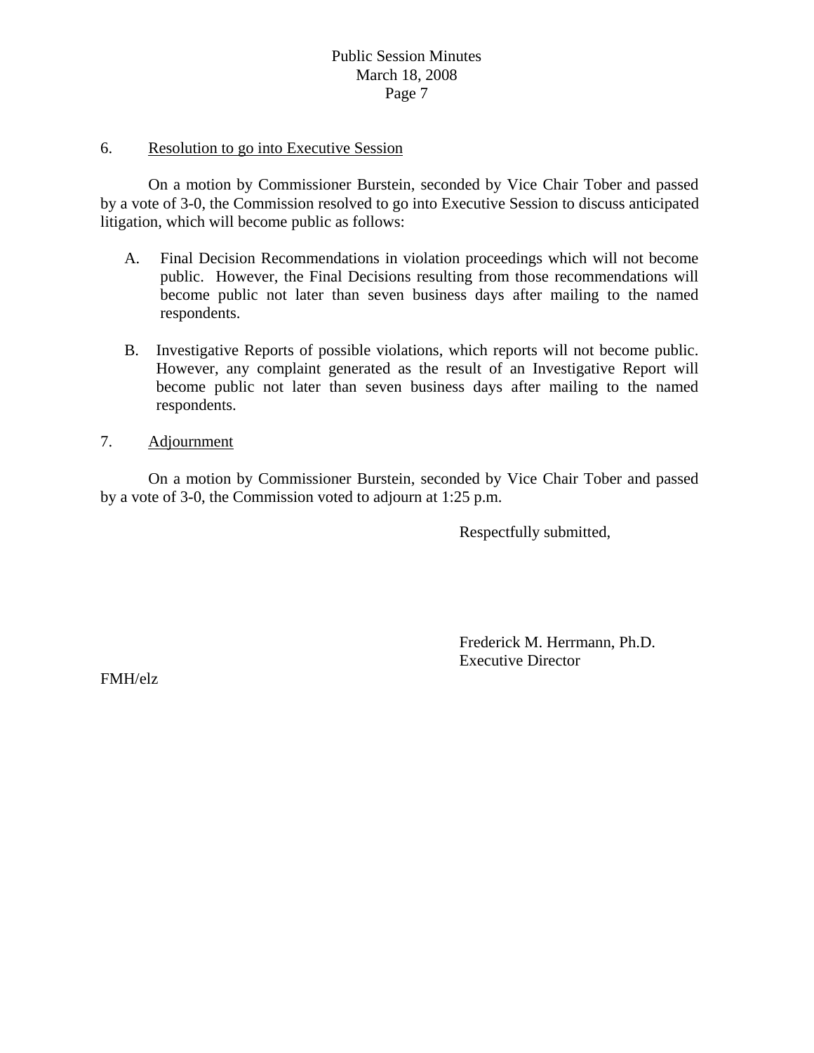6. <u>Resolution to go into Executive Session</u>

On a motion by Commissioner Burstein, seconded by Vice Chair Tober and passed by a vote of 3-0, the Commission resolved to go into Executive Session to discuss anticipated litigation, which will become public as follows:

A. Final Decision Recommendations in violation proceedings which will not become public. However, the Final Decisions resulting from those recommendations will become public not later than seven business days after mailing to the named respondents.

B. Investigative Reports of possible violations, which reports will not become public. However, any complaint generated as the result of an Investigative Report will become public not later than seven business days after mailing to the named respondents.

7. <u>Adjournment</u>

On a motion by Commissioner Burstein, seconded by Vice Chair Tober and passed by a vote of 3-0, the Commission voted to adjourn at 1:25 p.m.

Respectfully submitted,

Frederick M. Herrmann, Ph.D.
Executive Director

FMH/elz